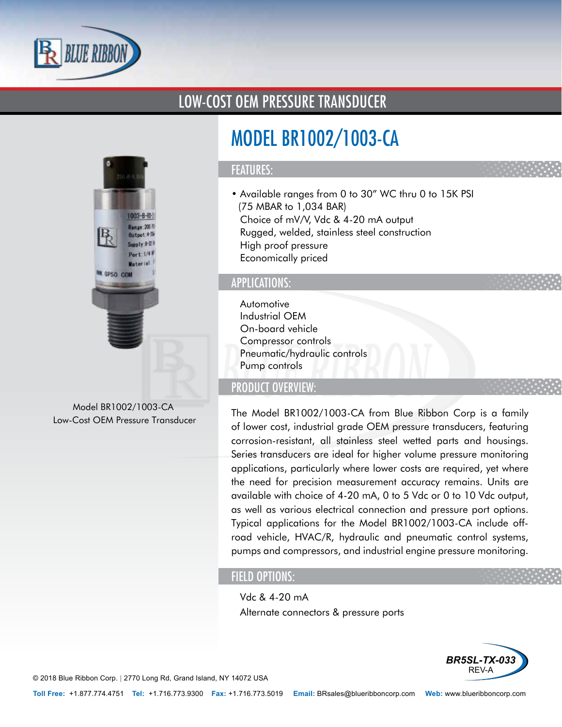# LOW-COST OEM PRESSURE TRANSDUCER

Model BR1002/1003-CA
Low-Cost OEM Pressure Transducer

# MODEL BR1002/1003-CA

## FEATURES:

- Available ranges from 0 to 30" WC thru 0 to 15K PSI (75 MBAR to 1,034 BAR)
- Choice of mV/V, Vdc & 4-20 mA output
- Rugged, welded, stainless steel construction
- High proof pressure
- Economically priced

## APPLICATIONS:

- Automotive
- Industrial OEM
- On-board vehicle
- Compressor controls
- Pneumatic/hydraulic controls
- Pump controls

## PRODUCT OVERVIEW:

The Model BR1002/1003-CA from Blue Ribbon Corp is a family of lower cost, industrial grade OEM pressure transducers, featuring corrosion-resistant, all stainless steel wetted parts and housings. Series transducers are ideal for higher volume pressure monitoring applications, particularly where lower costs are required, yet where the need for precision measurement accuracy remains. Units are available with choice of 4-20 mA, 0 to 5 Vdc or 0 to 10 Vdc output, as well as various electrical connection and pressure port options. Typical applications for the Model BR1002/1003-CA include off-road vehicle, HVAC/R, hydraulic and pneumatic control systems, pumps and compressors, and industrial engine pressure monitoring.

## FIELD OPTIONS:

- Vdc & 4-20 mA
- Alternate connectors & pressure ports

BR5SL-TX-033
REV-A

© 2018 Blue Ribbon Corp. | 2770 Long Rd, Grand Island, NY 14072 USA

**Toll Free:** +1.877.774.4751 **Tel:** +1.716.773.9300 **Fax:** +1.716.773.5019 **Email:** BRsales@blueribboncorp.com **Web:** www.blueribboncorp.com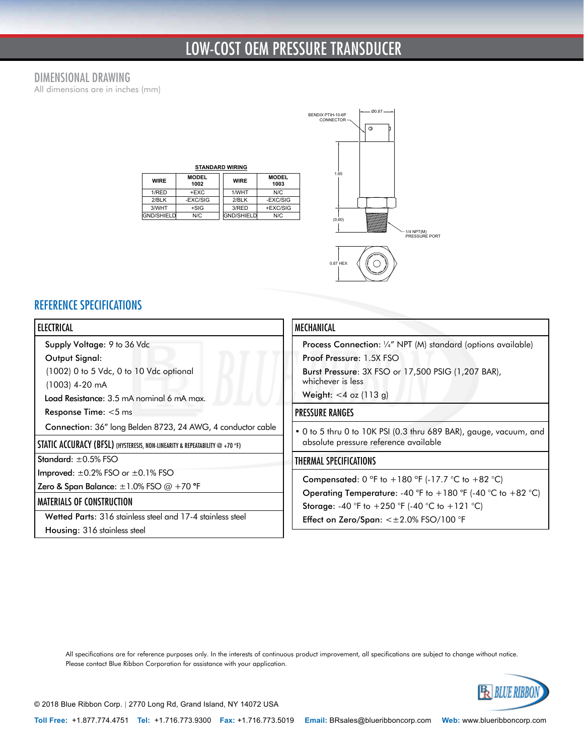# LOW-COST OEM PRESSURE TRANSDUCER

## DIMENSIONAL DRAWING

All dimensions are in inches (mm)

**STANDARD WIRING**

| WIRE | MODEL 1002 | WIRE | MODEL 1003 |
|---|---|---|---|
| 1/RED | +EXC | 1/WHT | N/C |
| 2/BLK | -EXC/SIG | 2/BLK | -EXC/SIG |
| 3/WHT | +SIG | 3/RED | +EXC/SIG |
| GND/SHIELD | N/C | GND/SHIELD | N/C |

BENDIX PTIH-10-6P CONNECTOR

Ø0.87

1.65

(0.60)

1/4 NPT(M) PRESSURE PORT

0.87 HEX

## REFERENCE SPECIFICATIONS

### ELECTRICAL

**Supply Voltage**: 9 to 36 Vdc

**Output Signal**:

(1002) 0 to 5 Vdc, 0 to 10 Vdc optional

(1003) 4-20 mA

**Load Resistance**: 3.5 mA nominal 6 mA max.

**Response Time**: <5 ms

**Connection**: 36" long Belden 8723, 24 AWG, 4 conductor cable

### STATIC ACCURACY (BFSL) (HYSTERESIS, NON-LINEARITY & REPEATABILITY @ +70 °F)

**Standard**: ±0.5% FSO

**Improved**: ±0.2% FSO or ±0.1% FSO

**Zero & Span Balance**: ±1.0% FSO @ +70 °F

### MATERIALS OF CONSTRUCTION

**Wetted Parts**: 316 stainless steel and 17-4 stainless steel

**Housing**: 316 stainless steel

### MECHANICAL

**Process Connection**: ¼" NPT (M) standard (options available)

**Proof Pressure**: 1.5X FSO

**Burst Pressure**: 3X FSO or 17,500 PSIG (1,207 BAR), whichever is less

**Weight**: <4 oz (113 g)

### PRESSURE RANGES

- 0 to 5 thru 0 to 10K PSI (0.3 thru 689 BAR), gauge, vacuum, and absolute pressure reference available

### THERMAL SPECIFICATIONS

**Compensated**: 0 °F to +180 °F (-17.7 °C to +82 °C)

**Operating Temperature**: -40 °F to +180 °F (-40 °C to +82 °C)

**Storage**: -40 °F to +250 °F (-40 °C to +121 °C)

**Effect on Zero/Span**: <±2.0% FSO/100 °F

All specifications are for reference purposes only. In the interests of continuous product improvement, all specifications are subject to change without notice. Please contact Blue Ribbon Corporation for assistance with your application.

© 2018 Blue Ribbon Corp. | 2770 Long Rd, Grand Island, NY 14072 USA

**Toll Free:** +1.877.774.4751 **Tel:** +1.716.773.9300 **Fax:** +1.716.773.5019 **Email:** BRsales@blueribboncorp.com **Web:** www.blueribboncorp.com